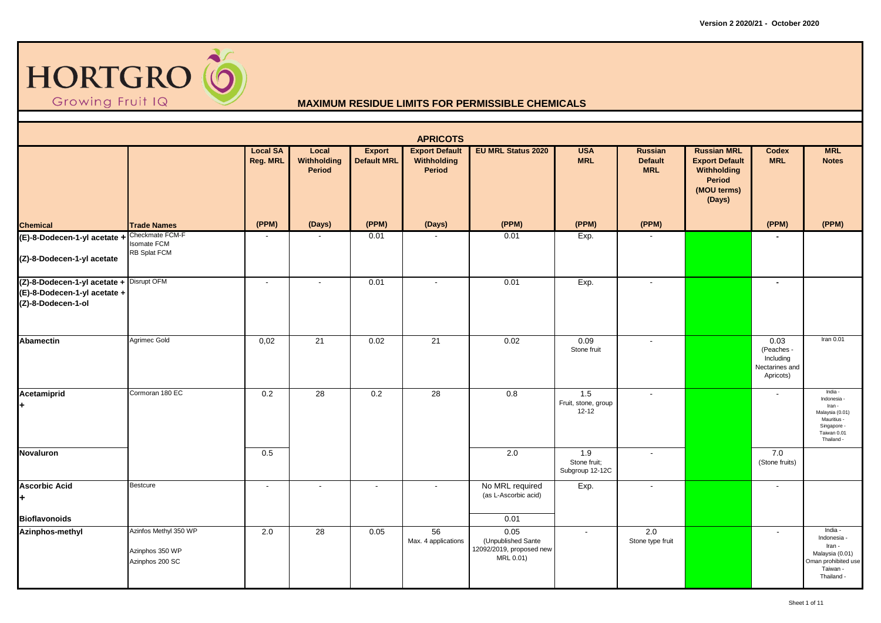HORTGRO
Growing Fruit IQ

# MAXIMUM RESIDUE LIMITS FOR PERMISSIBLE CHEMICALS

## APRICOTS

| Chemical | Trade Names | Local SA Reg. MRL (PPM) | Local Withholding Period (Days) | Export Default MRL (PPM) | Export Default Withholding Period (Days) | EU MRL Status 2020 (PPM) | USA MRL (PPM) | Russian Default MRL (PPM) | Russian MRL Export Default Withholding Period (MOU terms) (Days) | Codex MRL (PPM) | MRL Notes (PPM) |
|---|---|---|---|---|---|---|---|---|---|---|---|
| (E)-8-Dodecen-1-yl acetate + (Z)-8-Dodecen-1-yl acetate | Checkmate FCM-F<br>Isomate FCM<br>RB Splat FCM | - | - | 0.01 | - | 0.01 | Exp. | - | | - | |
| (Z)-8-Dodecen-1-yl acetate + (E)-8-Dodecen-1-yl acetate + (Z)-8-Dodecen-1-ol | Disrupt OFM | - | - | 0.01 | - | 0.01 | Exp. | - | | - | |
| Abamectin | Agrimec Gold | 0,02 | 21 | 0.02 | 21 | 0.02 | 0.09<br>Stone fruit | - | | 0.03<br>(Peaches - Including Nectarines and Apricots) | Iran 0.01 |
| Acetamiprid<br>+ | Cormoran 180 EC | 0.2 | 28 | 0.2 | 28 | 0.8 | 1.5<br>Fruit, stone, group 12-12 | - | | - | India -<br>Indonesia -<br>Iran -<br>Malaysia (0.01)<br>Mauritius -<br>Singapore -<br>Taiwan 0.01<br>Thailand - |
| Novaluron | | 0.5 | | | | 2.0 | 1.9<br>Stone fruit; Subgroup 12-12C | - | | 7.0<br>(Stone fruits) | |
| Ascorbic Acid<br>+ | Bestcure | - | - | - | - | No MRL required<br>(as L-Ascorbic acid) | Exp. | - | | - | |
| Bioflavonoids | | | | | | 0.01 | | | | | |
| Azinphos-methyl | Azinfos Methyl 350 WP<br>Azinphos 350 WP<br>Azinphos 200 SC | 2.0 | 28 | 0.05 | 56<br>Max. 4 applications | 0.05<br>(Unpublished Sante 12092/2019, proposed new MRL 0.01) | - | 2.0<br>Stone type fruit | | - | India -<br>Indonesia -<br>Iran -<br>Malaysia (0.01)<br>Oman prohibited use<br>Taiwan -<br>Thailand - |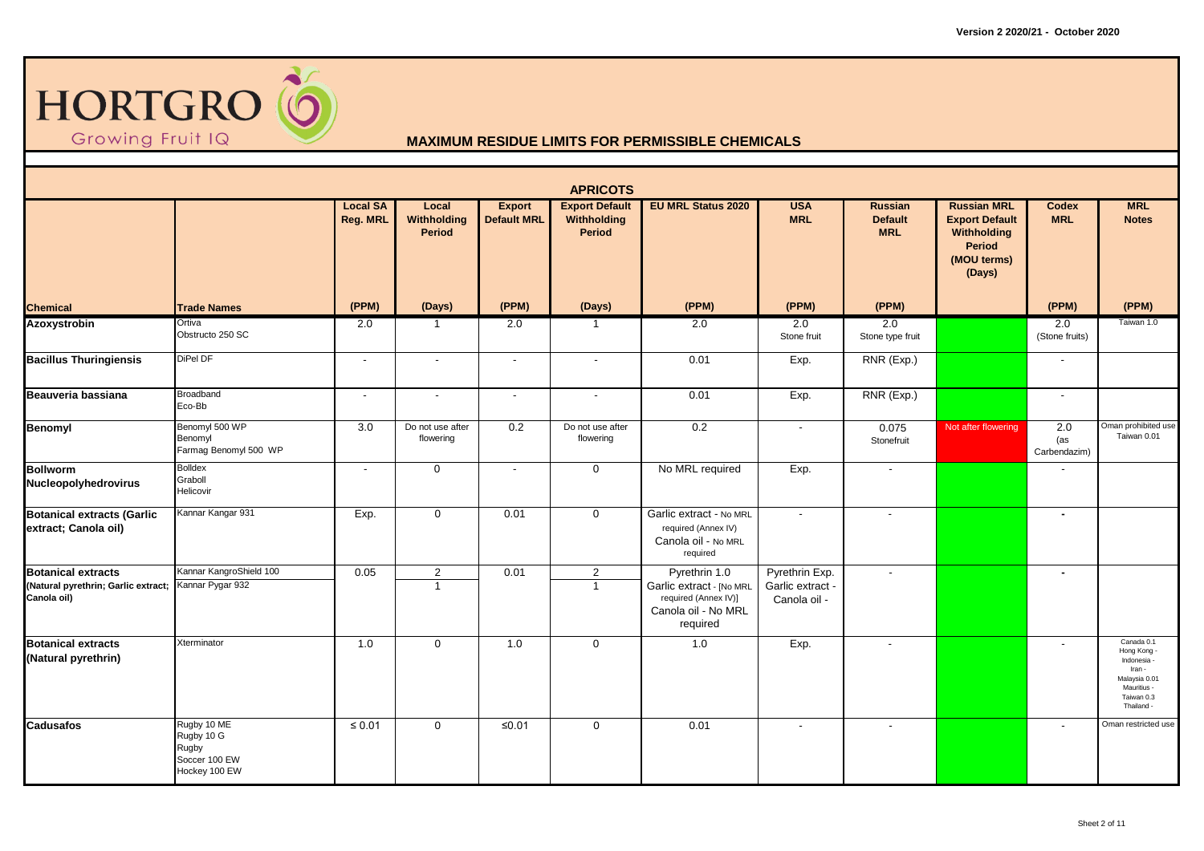Version 2 2020/21 - October 2020

# HORTGRO

Growing Fruit IQ

## MAXIMUM RESIDUE LIMITS FOR PERMISSIBLE CHEMICALS

### APRICOTS

| Chemical | Trade Names | Local SA Reg. MRL (PPM) | Local Withholding Period (Days) | Export Default MRL (PPM) | Export Default Withholding Period (Days) | EU MRL Status 2020 (PPM) | USA MRL (PPM) | Russian Default MRL (PPM) | Russian MRL Export Default Withholding Period (MOU terms) (Days) | Codex MRL (PPM) | MRL Notes (PPM) |
|---|---|---|---|---|---|---|---|---|---|---|---|
| **Azoxystrobin** | Ortiva<br>Obstructo 250 SC | 2.0 | 1 | 2.0 | 1 | 2.0 | 2.0<br>Stone fruit | 2.0<br>Stone type fruit | | 2.0<br>(Stone fruits) | Taiwan 1.0 |
| **Bacillus Thuringiensis** | DiPel DF | - | - | - | - | 0.01 | Exp. | RNR (Exp.) | | - | |
| **Beauveria bassiana** | Broadband<br>Eco-Bb | - | - | - | - | 0.01 | Exp. | RNR (Exp.) | | - | |
| **Benomyl** | Benomyl 500 WP<br>Benomyl<br>Farmag Benomyl 500 WP | 3.0 | Do not use after flowering | 0.2 | Do not use after flowering | 0.2 | - | 0.075<br>Stonefruit | Not after flowering | 2.0<br>(as Carbendazim) | Oman prohibited use<br>Taiwan 0.01 |
| **Bollworm Nucleopolyhedrovirus** | Bolldex<br>Graboll<br>Helicovir | - | 0 | - | 0 | No MRL required | Exp. | - | | - | |
| **Botanical extracts (Garlic extract; Canola oil)** | Kannar Kangar 931 | Exp. | 0 | 0.01 | 0 | Garlic extract - No MRL required (Annex IV)<br>Canola oil - No MRL required | - | - | | - | |
| **Botanical extracts (Natural pyrethrin; Garlic extract; Canola oil)** | Kannar KangroShield 100<br>Kannar Pygar 932 | 0.05 | 2<br>1 | 0.01 | 2<br>1 | Pyrethrin 1.0<br>Garlic extract - [No MRL required (Annex IV)]<br>Canola oil - No MRL required | Pyrethrin Exp.<br>Garlic extract -<br>Canola oil - | - | | - | |
| **Botanical extracts (Natural pyrethrin)** | Xterminator | 1.0 | 0 | 1.0 | 0 | 1.0 | Exp. | - | | - | Canada 0.1<br>Hong Kong -<br>Indonesia -<br>Iran -<br>Malaysia 0.01<br>Mauritius -<br>Taiwan 0.3<br>Thailand - |
| **Cadusafos** | Rugby 10 ME<br>Rugby 10 G<br>Rugby<br>Soccer 100 EW<br>Hockey 100 EW | ≤ 0.01 | 0 | ≤0.01 | 0 | 0.01 | - | - | | - | Oman restricted use |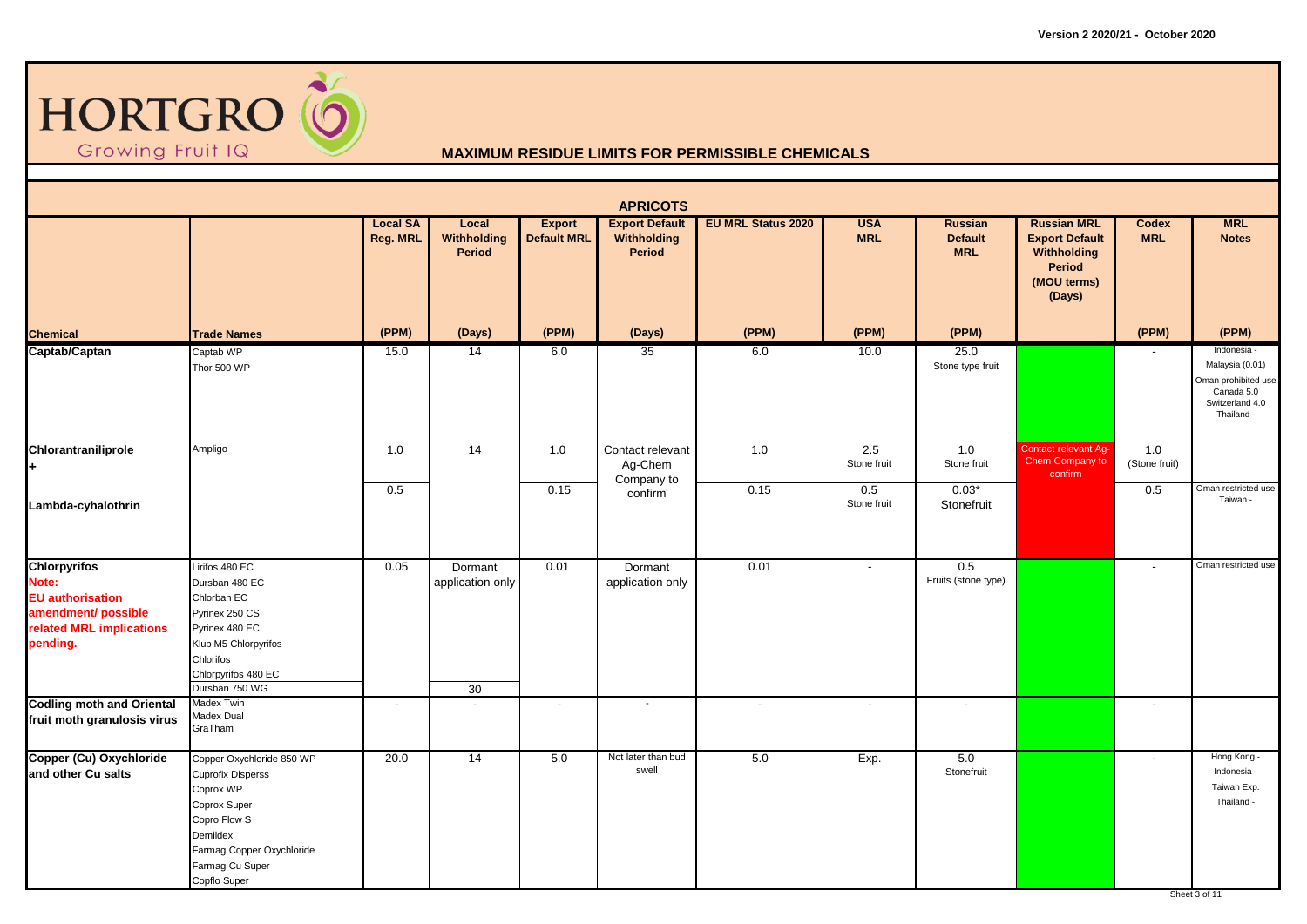Version 2 2020/21 - October 2020

# HORTGRO

Growing Fruit IQ

## MAXIMUM RESIDUE LIMITS FOR PERMISSIBLE CHEMICALS

### APRICOTS

| Chemical | Trade Names | Local SA Reg. MRL (PPM) | Local Withholding Period (Days) | Export Default MRL (PPM) | Export Default Withholding Period (Days) | EU MRL Status 2020 (PPM) | USA MRL (PPM) | Russian Default MRL (PPM) | Russian MRL Export Default Withholding Period (MOU terms) (Days) | Codex MRL (PPM) | MRL Notes (PPM) |
|---|---|---|---|---|---|---|---|---|---|---|---|
| **Captab/Captan** | Captab WP<br>Thor 500 WP | 15.0 | 14 | 6.0 | 35 | 6.0 | 10.0 | 25.0<br>Stone type fruit | | - | Indonesia -<br>Malaysia (0.01)<br>Oman prohibited use<br>Canada 5.0<br>Switzerland 4.0<br>Thailand - |
| **Chlorantraniliprole** **+** | Ampligo | 1.0 | 14 | 1.0 | Contact relevant Ag-Chem Company to confirm | 1.0 | 2.5<br>Stone fruit | 1.0<br>Stone fruit | Contact relevant Ag-Chem Company to confirm | 1.0<br>(Stone fruit) | |
| **Lambda-cyhalothrin** | | 0.5 | | 0.15 | | 0.15 | 0.5<br>Stone fruit | 0.03*<br>Stonefruit | | 0.5 | Oman restricted use<br>Taiwan - |
| **Chlorpyrifos**<br>**Note: EU authorisation amendment/ possible related MRL implications pending.** | Lirifos 480 EC<br>Dursban 480 EC<br>Chlorban EC<br>Pyrinex 250 CS<br>Pyrinex 480 EC<br>Klub M5 Chlorpyrifos<br>Chlorifos<br>Chlorpyrifos 480 EC | 0.05 | Dormant application only | 0.01 | Dormant application only | 0.01 | - | 0.5<br>Fruits (stone type) | | - | Oman restricted use |
| | Dursban 750 WG | | 30 | | | | | | | | |
| **Codling moth and Oriental fruit moth granulosis virus** | Madex Twin<br>Madex Dual<br>GraTham | - | - | - | - | - | - | - | | - | |
| **Copper (Cu) Oxychloride and other Cu salts** | Copper Oxychloride 850 WP<br>Cuprofix Disperss<br>Coprox WP<br>Coprox Super<br>Copro Flow S<br>Demildex<br>Farmag Copper Oxychloride<br>Farmag Cu Super<br>Copflo Super | 20.0 | 14 | 5.0 | Not later than bud swell | 5.0 | Exp. | 5.0<br>Stonefruit | | - | Hong Kong -<br>Indonesia -<br>Taiwan Exp.<br>Thailand - |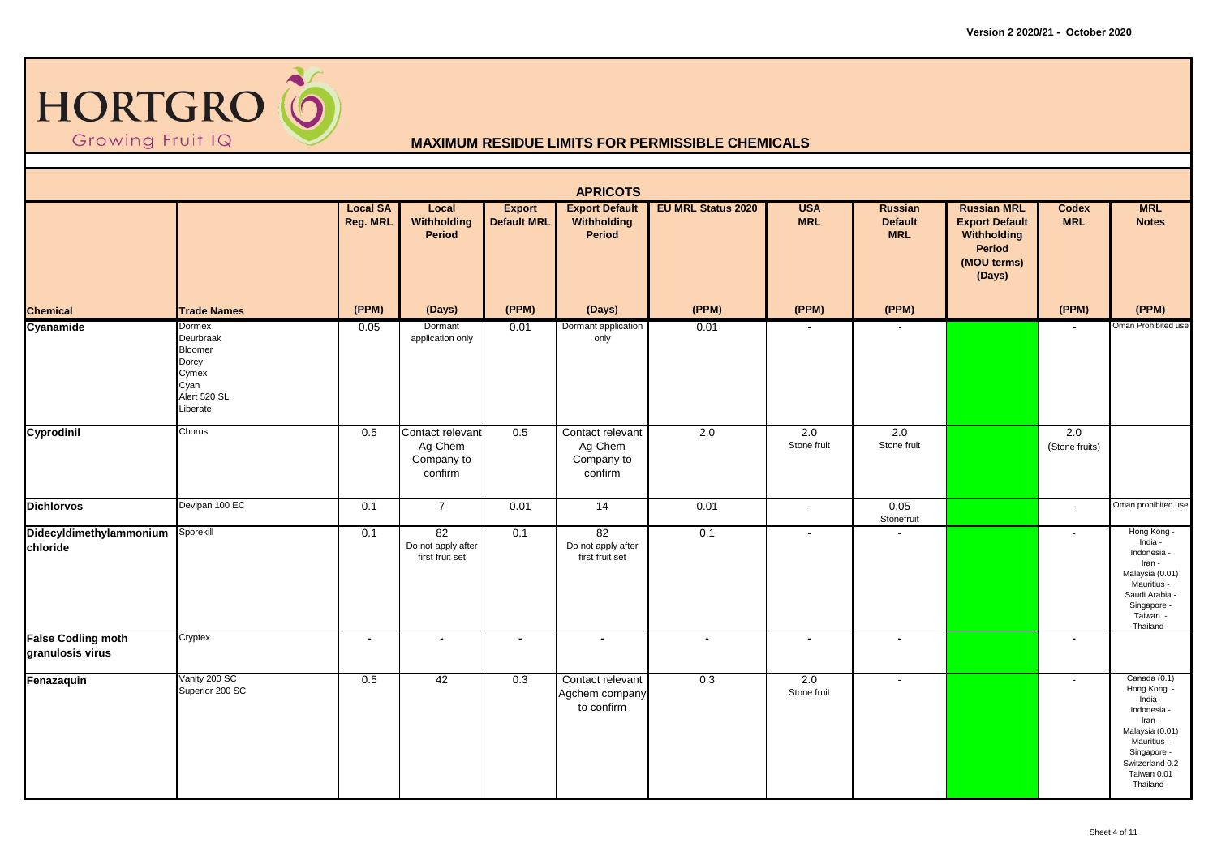HORTGRO

Growing Fruit IQ

## MAXIMUM RESIDUE LIMITS FOR PERMISSIBLE CHEMICALS

### APRICOTS

| Chemical | Trade Names | Local SA Reg. MRL (PPM) | Local Withholding Period (Days) | Export Default MRL (PPM) | Export Default Withholding Period (Days) | EU MRL Status 2020 (PPM) | USA MRL (PPM) | Russian Default MRL (PPM) | Russian MRL Export Default Withholding Period (MOU terms) (Days) | Codex MRL (PPM) | MRL Notes (PPM) |
|---|---|---|---|---|---|---|---|---|---|---|---|
| **Cyanamide** | Dormex<br>Deurbraak<br>Bloomer<br>Dorcy<br>Cymex<br>Cyan<br>Alert 520 SL<br>Liberate | 0.05 | Dormant application only | 0.01 | Dormant application only | 0.01 | - | - | | - | Oman Prohibited use |
| **Cyprodinil** | Chorus | 0.5 | Contact relevant Ag-Chem Company to confirm | 0.5 | Contact relevant Ag-Chem Company to confirm | 2.0 | 2.0<br>Stone fruit | 2.0<br>Stone fruit | | 2.0<br>(Stone fruits) | |
| **Dichlorvos** | Devipan 100 EC | 0.1 | 7 | 0.01 | 14 | 0.01 | - | 0.05<br>Stonefruit | | - | Oman prohibited use |
| **Didecyldimethylammonium chloride** | Sporekill | 0.1 | 82<br>Do not apply after first fruit set | 0.1 | 82<br>Do not apply after first fruit set | 0.1 | - | - | | - | Hong Kong -<br>India -<br>Indonesia -<br>Iran -<br>Malaysia (0.01)<br>Mauritius -<br>Saudi Arabia -<br>Singapore -<br>Taiwan -<br>Thailand - |
| **False Codling moth granulosis virus** | Cryptex | - | - | - | - | - | - | - | | - | |
| **Fenazaquin** | Vanity 200 SC<br>Superior 200 SC | 0.5 | 42 | 0.3 | Contact relevant Agchem company to confirm | 0.3 | 2.0<br>Stone fruit | - | | - | Canada (0.1)<br>Hong Kong -<br>India -<br>Indonesia -<br>Iran -<br>Malaysia (0.01)<br>Mauritius -<br>Singapore -<br>Switzerland 0.2<br>Taiwan 0.01<br>Thailand - |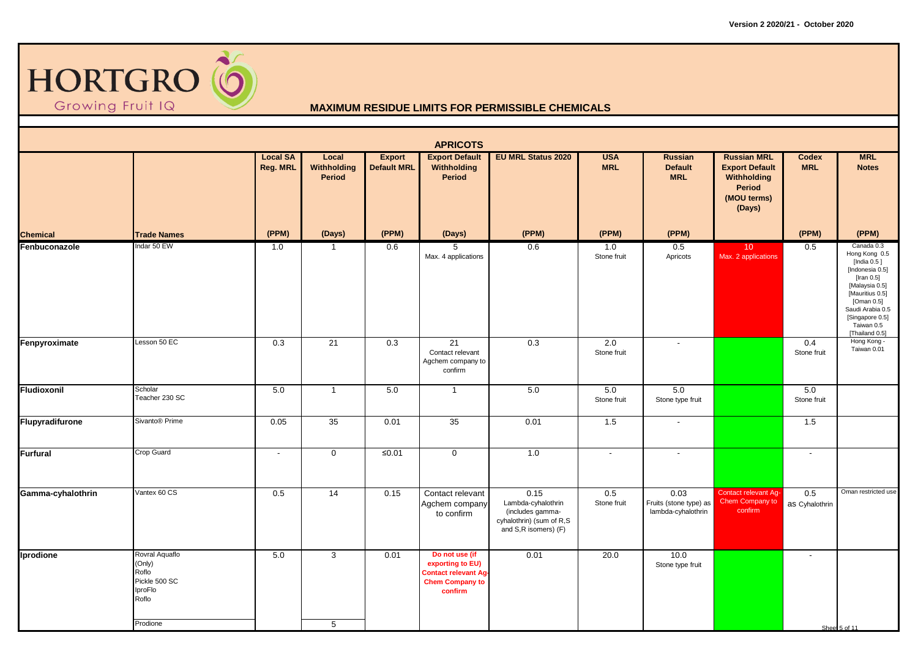Version 2 2020/21 - October 2020

HORTGRO
Growing Fruit IQ

## MAXIMUM RESIDUE LIMITS FOR PERMISSIBLE CHEMICALS

### APRICOTS

| Chemical | Trade Names | Local SA Reg. MRL (PPM) | Local Withholding Period (Days) | Export Default MRL (PPM) | Export Default Withholding Period (Days) | EU MRL Status 2020 (PPM) | USA MRL (PPM) | Russian Default MRL (PPM) | Russian MRL Export Default Withholding Period (MOU terms) (Days) | Codex MRL (PPM) | MRL Notes (PPM) |
|---|---|---|---|---|---|---|---|---|---|---|---|
| **Fenbuconazole** | Indar 50 EW | 1.0 | 1 | 0.6 | 5 Max. 4 applications | 0.6 | 1.0 Stone fruit | 0.5 Apricots | 10 Max. 2 applications | 0.5 | Canada 0.3 Hong Kong 0.5 [India 0.5 ] [Indonesia 0.5] [Iran 0.5] [Malaysia 0.5] [Mauritius 0.5] [Oman 0.5] Saudi Arabia 0.5 [Singapore 0.5] Taiwan 0.5 [Thailand 0.5] |
| **Fenpyroximate** | Lesson 50 EC | 0.3 | 21 | 0.3 | 21 Contact relevant Agchem company to confirm | 0.3 | 2.0 Stone fruit | - | | 0.4 Stone fruit | Hong Kong - Taiwan 0.01 |
| **Fludioxonil** | Scholar Teacher 230 SC | 5.0 | 1 | 5.0 | 1 | 5.0 | 5.0 Stone fruit | 5.0 Stone type fruit | | 5.0 Stone fruit | |
| **Flupyradifurone** | Sivanto® Prime | 0.05 | 35 | 0.01 | 35 | 0.01 | 1.5 | - | | 1.5 | |
| **Furfural** | Crop Guard | - | 0 | ≤0.01 | 0 | 1.0 | - | - | | - | |
| **Gamma-cyhalothrin** | Vantex 60 CS | 0.5 | 14 | 0.15 | Contact relevant Agchem company to confirm | 0.15 Lambda-cyhalothrin (includes gamma-cyhalothrin) (sum of R,S and S,R isomers) (F) | 0.5 Stone fruit | 0.03 Fruits (stone type) as lambda-cyhalothrin | Contact relevant Ag-Chem Company to confirm | 0.5 as Cyhalothrin | Oman restricted use |
| **Iprodione** | Rovral Aquaflo (Only) Roflo Pickle 500 SC IproFlo Roflo | 5.0 | 3 | 0.01 | **Do not use (if exporting to EU) Contact relevant Ag-Chem Company to confirm** | 0.01 | 20.0 | 10.0 Stone type fruit | | - | |
| | Prodione | | 5 | | | | | | | | |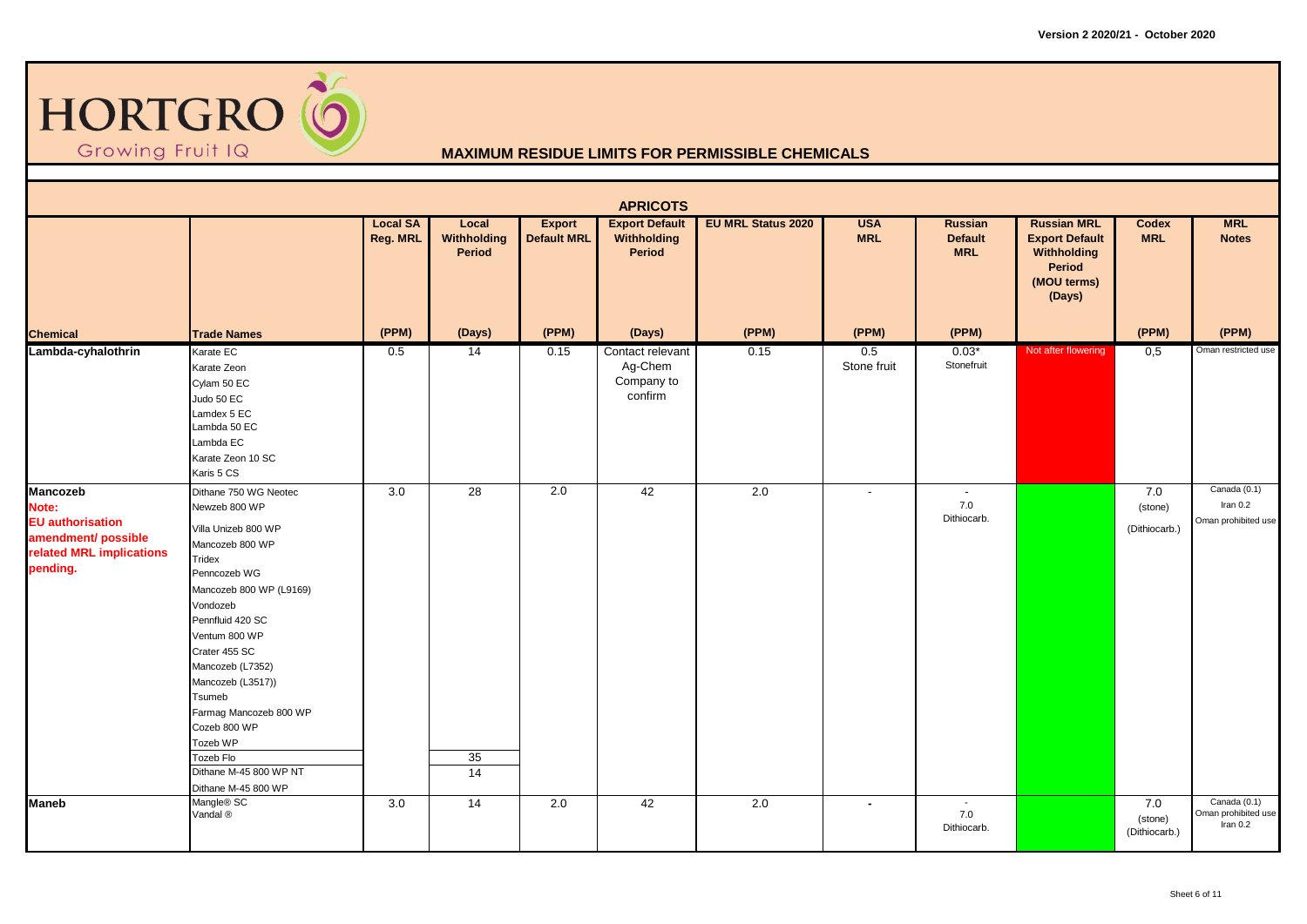Version 2 2020/21 - October 2020

HORTGRO
Growing Fruit IQ

## MAXIMUM RESIDUE LIMITS FOR PERMISSIBLE CHEMICALS

### APRICOTS

| Chemical | Trade Names | Local SA Reg. MRL (PPM) | Local Withholding Period (Days) | Export Default MRL (PPM) | Export Default Withholding Period (Days) | EU MRL Status 2020 (PPM) | USA MRL (PPM) | Russian Default MRL (PPM) | Russian MRL Export Default Withholding Period (MOU terms) (Days) | Codex MRL (PPM) | MRL Notes (PPM) |
|---|---|---|---|---|---|---|---|---|---|---|---|
| **Lambda-cyhalothrin** | Karate EC<br>Karate Zeon<br>Cylam 50 EC<br>Judo 50 EC<br>Lamdex 5 EC<br>Lambda 50 EC<br>Lambda EC<br>Karate Zeon 10 SC<br>Karis 5 CS | 0.5 | 14 | 0.15 | Contact relevant Ag-Chem Company to confirm | 0.15 | 0.5<br>Stone fruit | 0.03*<br>Stonefruit | Not after flowering | 0,5 | Oman restricted use |
| **Mancozeb**<br>**Note:**<br>**EU authorisation amendment/ possible related MRL implications pending.** | Dithane 750 WG Neotec<br>Newzeb 800 WP<br>Villa Unizeb 800 WP<br>Mancozeb 800 WP<br>Tridex<br>Penncozeb WG<br>Mancozeb 800 WP (L9169)<br>Vondozeb<br>Pennfluid 420 SC<br>Ventum 800 WP<br>Crater 455 SC<br>Mancozeb (L7352)<br>Mancozeb (L3517))<br>Tsumeb<br>Farmag Mancozeb 800 WP<br>Cozeb 800 WP<br>Tozeb WP | 3.0 | 28 | 2.0 | 42 | 2.0 | - | -<br>7.0<br>Dithiocarb. | | 7.0<br>(stone)<br>(Dithiocarb.) | Canada (0.1)<br>Iran 0.2<br>Oman prohibited use |
| | Tozeb Flo | | 35 | | | | | | | | |
| | Dithane M-45 800 WP NT<br>Dithane M-45 800 WP | | 14 | | | | | | | | |
| **Maneb** | Mangle® SC<br>Vandal ® | 3.0 | 14 | 2.0 | 42 | 2.0 | - | -<br>7.0<br>Dithiocarb. | | 7.0<br>(stone)<br>(Dithiocarb.) | Canada (0.1)<br>Oman prohibited use<br>Iran 0.2 |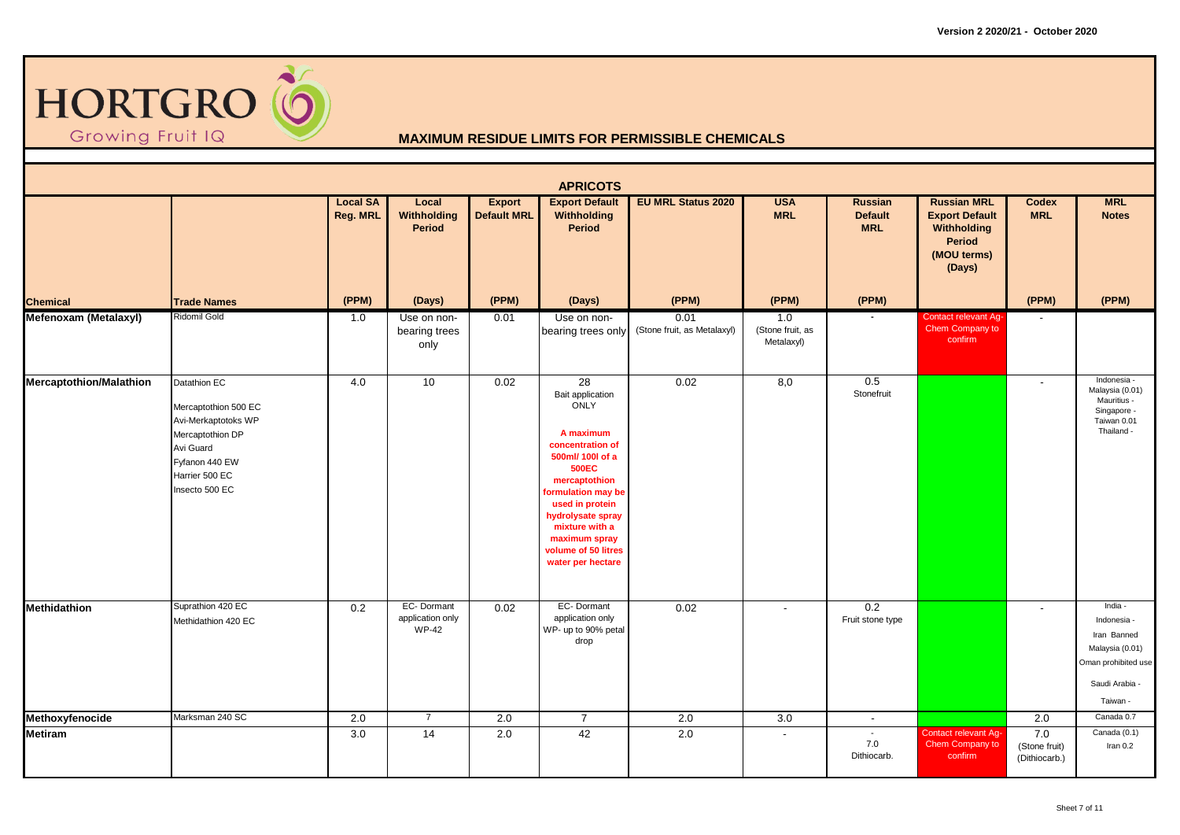Version 2 2020/21 - October 2020

# HORTGRO

Growing Fruit IQ

## MAXIMUM RESIDUE LIMITS FOR PERMISSIBLE CHEMICALS

### APRICOTS

| Chemical | Trade Names | Local SA Reg. MRL (PPM) | Local Withholding Period (Days) | Export Default MRL (PPM) | Export Default Withholding Period (Days) | EU MRL Status 2020 (PPM) | USA MRL (PPM) | Russian Default MRL (PPM) | Russian MRL Export Default Withholding Period (MOU terms) (Days) | Codex MRL (PPM) | MRL Notes (PPM) |
|---|---|---|---|---|---|---|---|---|---|---|---|
| **Mefenoxam (Metalaxyl)** | Ridomil Gold | 1.0 | Use on non-bearing trees only | 0.01 | Use on non-bearing trees only | 0.01 (Stone fruit, as Metalaxyl) | 1.0 (Stone fruit, as Metalaxyl) | - | Contact relevant Ag-Chem Company to confirm | - | |
| **Mercaptothion/Malathion** | Datathion EC<br>Mercaptothion 500 EC<br>Avi-Merkaptotoks WP<br>Mercaptothion DP<br>Avi Guard<br>Fyfanon 440 EW<br>Harrier 500 EC<br>Insecto 500 EC | 4.0 | 10 | 0.02 | 28<br>Bait application ONLY<br>**A maximum concentration of 500ml/ 100l of a 500EC mercaptothion formulation may be used in protein hydrolysate spray mixture with a maximum spray volume of 50 litres water per hectare** | 0.02 | 8,0 | 0.5<br>Stonefruit | | - | Indonesia -<br>Malaysia (0.01)<br>Mauritius -<br>Singapore -<br>Taiwan 0.01<br>Thailand - |
| **Methidathion** | Suprathion 420 EC<br>Methidathion 420 EC | 0.2 | EC- Dormant application only<br>WP-42 | 0.02 | EC- Dormant application only<br>WP- up to 90% petal drop | 0.02 | - | 0.2<br>Fruit stone type | | - | India -<br>Indonesia -<br>Iran Banned<br>Malaysia (0.01)<br>Oman prohibited use<br>Saudi Arabia -<br>Taiwan - |
| **Methoxyfenocide** | Marksman 240 SC | 2.0 | 7 | 2.0 | 7 | 2.0 | 3.0 | - | | 2.0 | Canada 0.7 |
| **Metiram** | | 3.0 | 14 | 2.0 | 42 | 2.0 | - | -<br>7.0<br>Dithiocarb. | Contact relevant Ag-Chem Company to confirm | 7.0 (Stone fruit) (Dithiocarb.) | Canada (0.1)<br>Iran 0.2 |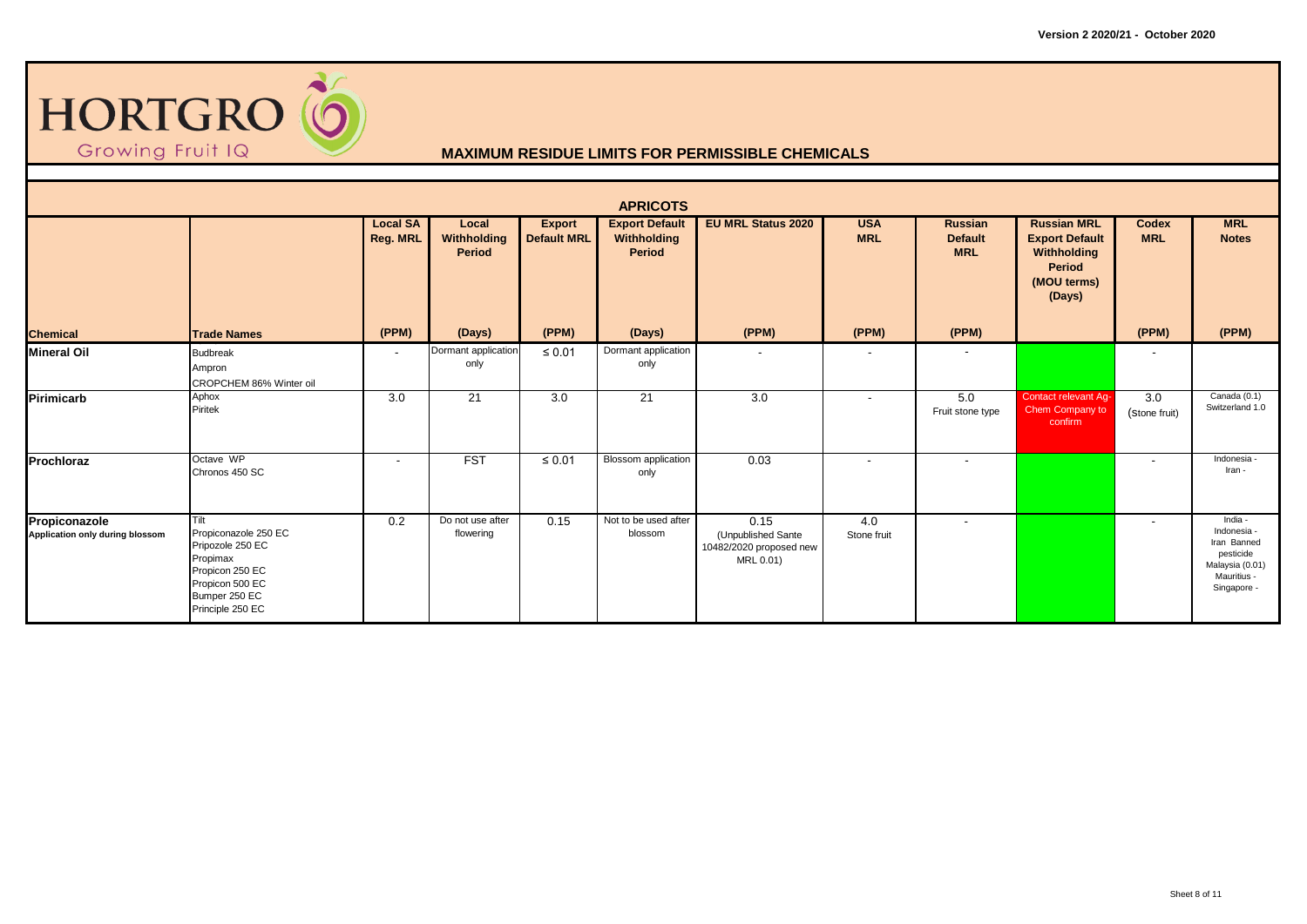HORTGRO Growing Fruit IQ

Version 2 2020/21 - October 2020

## MAXIMUM RESIDUE LIMITS FOR PERMISSIBLE CHEMICALS

### APRICOTS

| Chemical | Trade Names | Local SA Reg. MRL (PPM) | Local Withholding Period (Days) | Export Default MRL (PPM) | Export Default Withholding Period (Days) | EU MRL Status 2020 (PPM) | USA MRL (PPM) | Russian Default MRL (PPM) | Russian MRL Export Default Withholding Period (MOU terms) (Days) | Codex MRL (PPM) | MRL Notes (PPM) |
|---|---|---|---|---|---|---|---|---|---|---|---|
| **Mineral Oil** | Budbreak<br>Ampron<br>CROPCHEM 86% Winter oil | - | Dormant application only | ≤ 0.01 | Dormant application only | - | - | - | | - | |
| **Pirimicarb** | Aphox<br>Piritek | 3.0 | 21 | 3.0 | 21 | 3.0 | - | 5.0<br>Fruit stone type | Contact relevant Ag-Chem Company to confirm | 3.0<br>(Stone fruit) | Canada (0.1)<br>Switzerland 1.0 |
| **Prochloraz** | Octave WP<br>Chronos 450 SC | - | FST | ≤ 0.01 | Blossom application only | 0.03 | - | - | | - | Indonesia -<br>Iran - |
| **Propiconazole**<br>**Application only during blossom** | Tilt<br>Propiconazole 250 EC<br>Pripozole 250 EC<br>Propimax<br>Propicon 250 EC<br>Propicon 500 EC<br>Bumper 250 EC<br>Principle 250 EC | 0.2 | Do not use after flowering | 0.15 | Not to be used after blossom | 0.15<br>(Unpublished Sante 10482/2020 proposed new MRL 0.01) | 4.0<br>Stone fruit | - | | - | India -<br>Indonesia -<br>Iran Banned pesticide<br>Malaysia (0.01)<br>Mauritius -<br>Singapore - |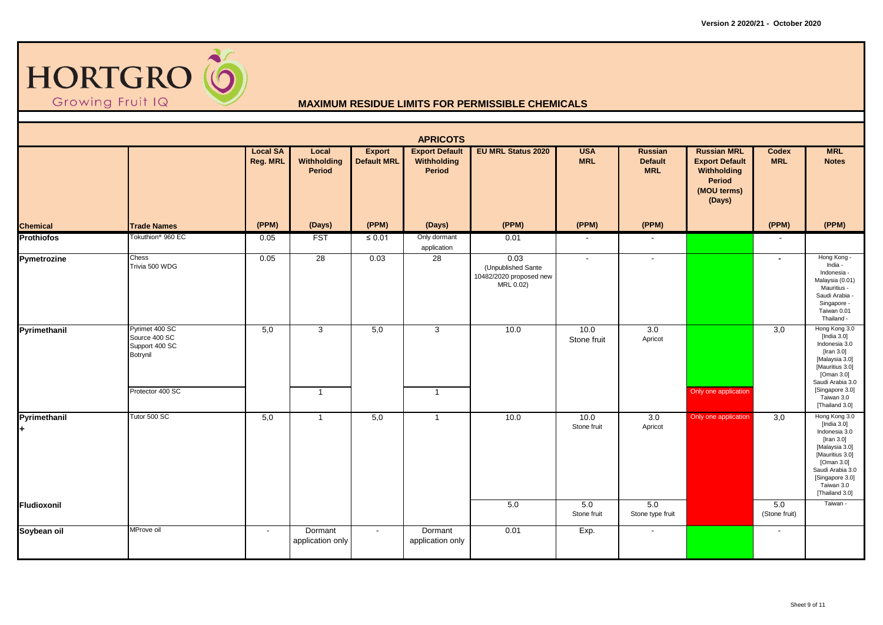Version 2 2020/21 - October 2020

HORTGRO Growing Fruit IQ

## MAXIMUM RESIDUE LIMITS FOR PERMISSIBLE CHEMICALS

### APRICOTS

| Chemical | Trade Names | Local SA Reg. MRL (PPM) | Local Withholding Period (Days) | Export Default MRL (PPM) | Export Default Withholding Period (Days) | EU MRL Status 2020 (PPM) | USA MRL (PPM) | Russian Default MRL (PPM) | Russian MRL Export Default Withholding Period (MOU terms) (Days) | Codex MRL (PPM) | MRL Notes (PPM) |
|---|---|---|---|---|---|---|---|---|---|---|---|
| **Prothiofos** | Tokuthion® 960 EC | 0.05 | FST | ≤ 0.01 | Only dormant application | 0.01 | - | - | | - | |
| **Pymetrozine** | Chess<br>Trivia 500 WDG | 0.05 | 28 | 0.03 | 28 | 0.03 (Unpublished Sante 10482/2020 proposed new MRL 0.02) | - | - | | - | Hong Kong -<br>India -<br>Indonesia -<br>Malaysia (0.01)<br>Mauritius -<br>Saudi Arabia -<br>Singapore -<br>Taiwan 0.01<br>Thailand - |
| **Pyrimethanil** | Pyrimet 400 SC<br>Source 400 SC<br>Support 400 SC<br>Botrynil | 5,0 | 3 | 5,0 | 3 | 10.0 | 10.0 Stone fruit | 3.0 Apricot | | 3,0 | Hong Kong 3.0<br>[India 3.0]<br>Indonesia 3.0<br>[Iran 3.0]<br>[Malaysia 3.0]<br>[Mauritius 3.0]<br>[Oman 3.0]<br>Saudi Arabia 3.0<br>[Singapore 3.0]<br>Taiwan 3.0<br>[Thailand 3.0] |
| | Protector 400 SC | | 1 | | 1 | | | | Only one application | | |
| **Pyrimethanil**<br>**+**<br>**Fludioxonil** | Tutor 500 SC | 5,0 | 1 | 5,0 | 1 | 10.0 | 10.0 Stone fruit | 3.0 Apricot | Only one application | 3,0 | Hong Kong 3.0<br>[India 3.0]<br>Indonesia 3.0<br>[Iran 3.0]<br>[Malaysia 3.0]<br>[Mauritius 3.0]<br>[Oman 3.0]<br>Saudi Arabia 3.0<br>[Singapore 3.0]<br>Taiwan 3.0<br>[Thailand 3.0] |
| | | | | | | 5.0 | 5.0 Stone fruit | 5.0 Stone type fruit | | 5.0 (Stone fruit) | Taiwan - |
| **Soybean oil** | MProve oil | - | Dormant application only | - | Dormant application only | 0.01 | Exp. | - | | - | |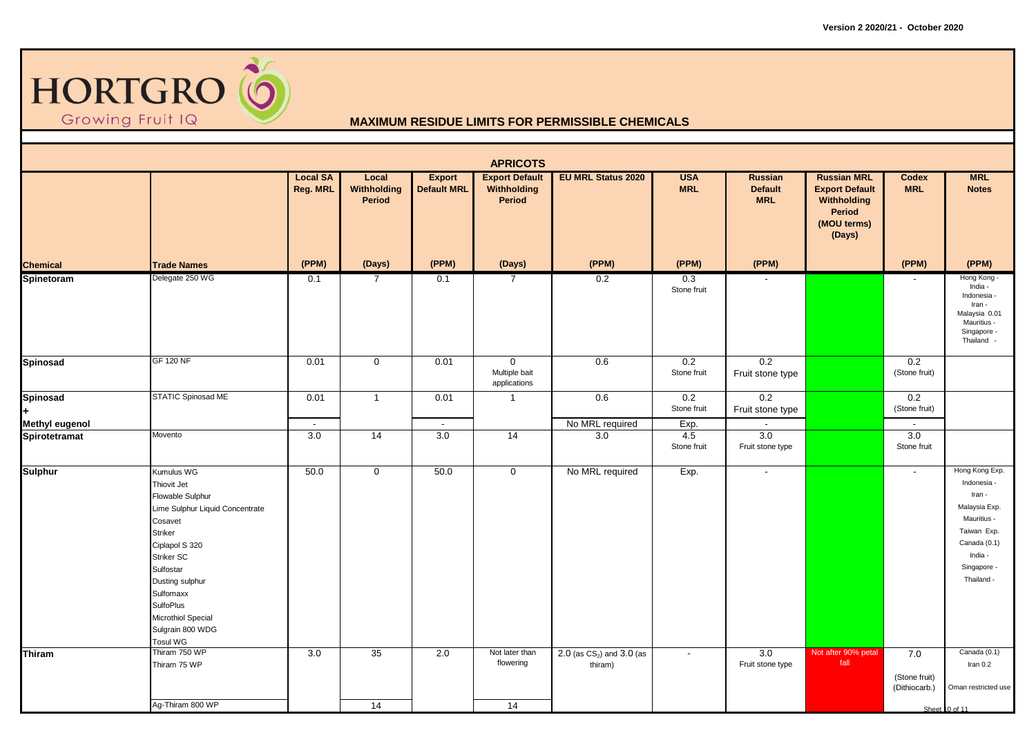Version 2 2020/21 - October 2020

# HORTGRO

Growing Fruit IQ

## MAXIMUM RESIDUE LIMITS FOR PERMISSIBLE CHEMICALS

### APRICOTS

| Chemical | Trade Names | Local SA Reg. MRL (PPM) | Local Withholding Period (Days) | Export Default MRL (PPM) | Export Default Withholding Period (Days) | EU MRL Status 2020 (PPM) | USA MRL (PPM) | Russian Default MRL (PPM) | Russian MRL Export Default Withholding Period (MOU terms) (Days) | Codex MRL (PPM) | MRL Notes (PPM) |
|---|---|---|---|---|---|---|---|---|---|---|---|
| **Spinetoram** | Delegate 250 WG | 0.1 | 7 | 0.1 | 7 | 0.2 | 0.3 Stone fruit | - | | - | Hong Kong - India - Indonesia - Iran - Malaysia 0.01 Mauritius - Singapore - Thailand - |
| **Spinosad** | GF 120 NF | 0.01 | 0 | 0.01 | 0 Multiple bait applications | 0.6 | 0.2 Stone fruit | 0.2 Fruit stone type | | 0.2 (Stone fruit) | |
| **Spinosad** + | STATIC Spinosad ME | 0.01 | 1 | 0.01 | 1 | 0.6 | 0.2 Stone fruit | 0.2 Fruit stone type | | 0.2 (Stone fruit) | |
| **Methyl eugenol** | | - | | - | | No MRL required | Exp. | - | | - | |
| **Spirotetramat** | Movento | 3.0 | 14 | 3.0 | 14 | 3.0 | 4.5 Stone fruit | 3.0 Fruit stone type | | 3.0 Stone fruit | |
| **Sulphur** | Kumulus WG<br>Thiovit Jet<br>Flowable Sulphur<br>Lime Sulphur Liquid Concentrate<br>Cosavet<br>Striker<br>Ciplapol S 320<br>Striker SC<br>Sulfostar<br>Dusting sulphur<br>Sulfomaxx<br>SulfoPlus<br>Microthiol Special<br>Sulgrain 800 WDG<br>Tosul WG | 50.0 | 0 | 50.0 | 0 | No MRL required | Exp. | - | | - | Hong Kong Exp.<br>Indonesia -<br>Iran -<br>Malaysia Exp.<br>Mauritius -<br>Taiwan Exp.<br>Canada (0.1)<br>India -<br>Singapore -<br>Thailand - |
| **Thiram** | Thiram 750 WP<br>Thiram 75 WP | 3.0 | 35 | 2.0 | Not later than flowering | 2.0 (as $CS_2$) and 3.0 (as thiram) | - | 3.0 Fruit stone type | Not after 90% petal fall | 7.0 (Stone fruit) (Dithiocarb.) | Canada (0.1)<br>Iran 0.2<br>Oman restricted use |
| | Ag-Thiram 800 WP | | 14 | | 14 | | | | | | |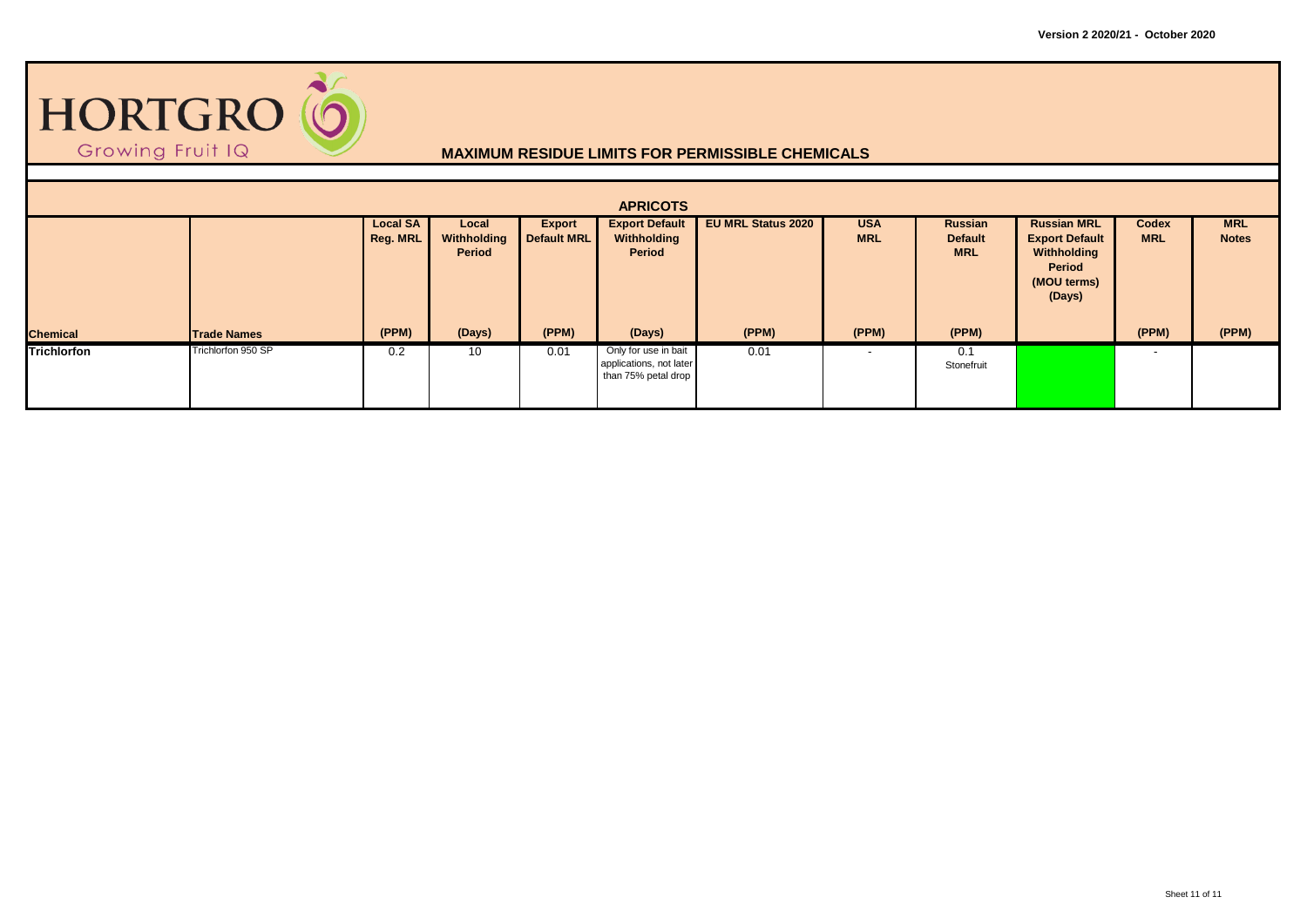HORTGRO

Growing Fruit IQ

## MAXIMUM RESIDUE LIMITS FOR PERMISSIBLE CHEMICALS

### APRICOTS

| Chemical | Trade Names | Local SA Reg. MRL (PPM) | Local Withholding Period (Days) | Export Default MRL (PPM) | Export Default Withholding Period (Days) | EU MRL Status 2020 (PPM) | USA MRL (PPM) | Russian Default MRL (PPM) | Russian MRL Export Default Withholding Period (MOU terms) (Days) | Codex MRL (PPM) | MRL Notes (PPM) |
|---|---|---|---|---|---|---|---|---|---|---|---|
| **Trichlorfon** | Trichlorfon 950 SP | 0.2 | 10 | 0.01 | Only for use in bait applications, not later than 75% petal drop | 0.01 | - | 0.1 Stonefruit | | - | |